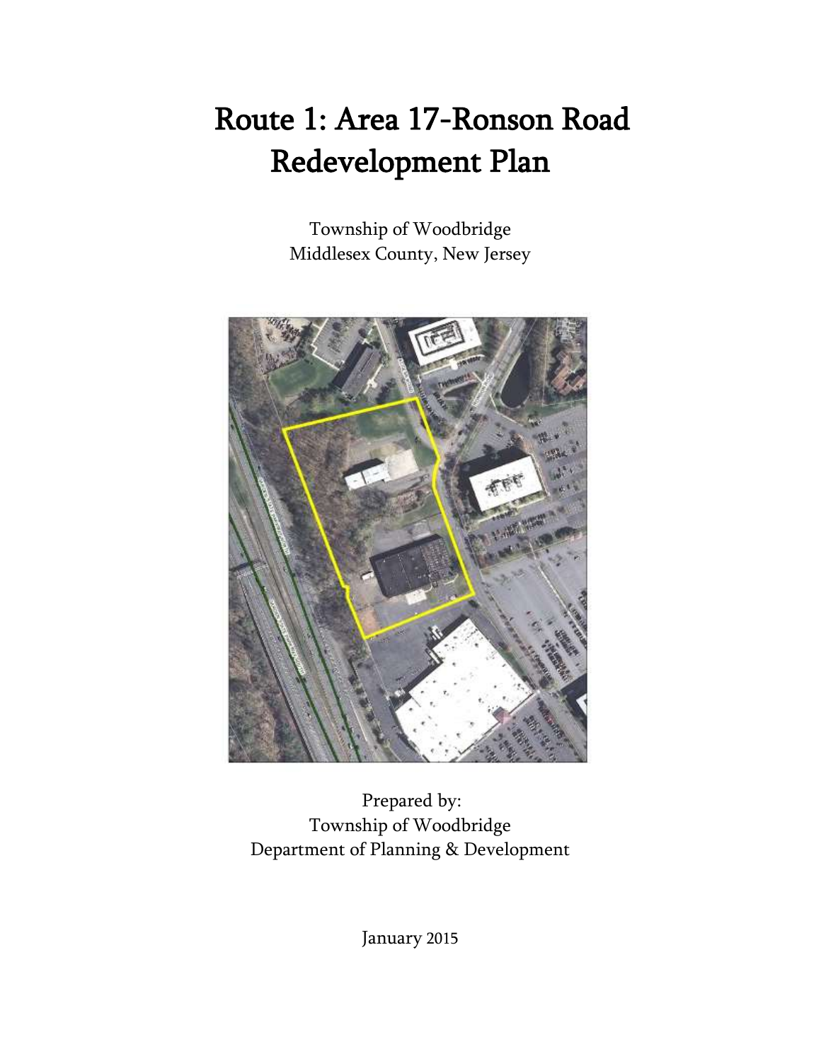# Route 1: Area 17-Ronson Road Redevelopment Plan

Township of Woodbridge
Middlesex County, New Jersey

Prepared by:
Township of Woodbridge
Department of Planning & Development

January 2015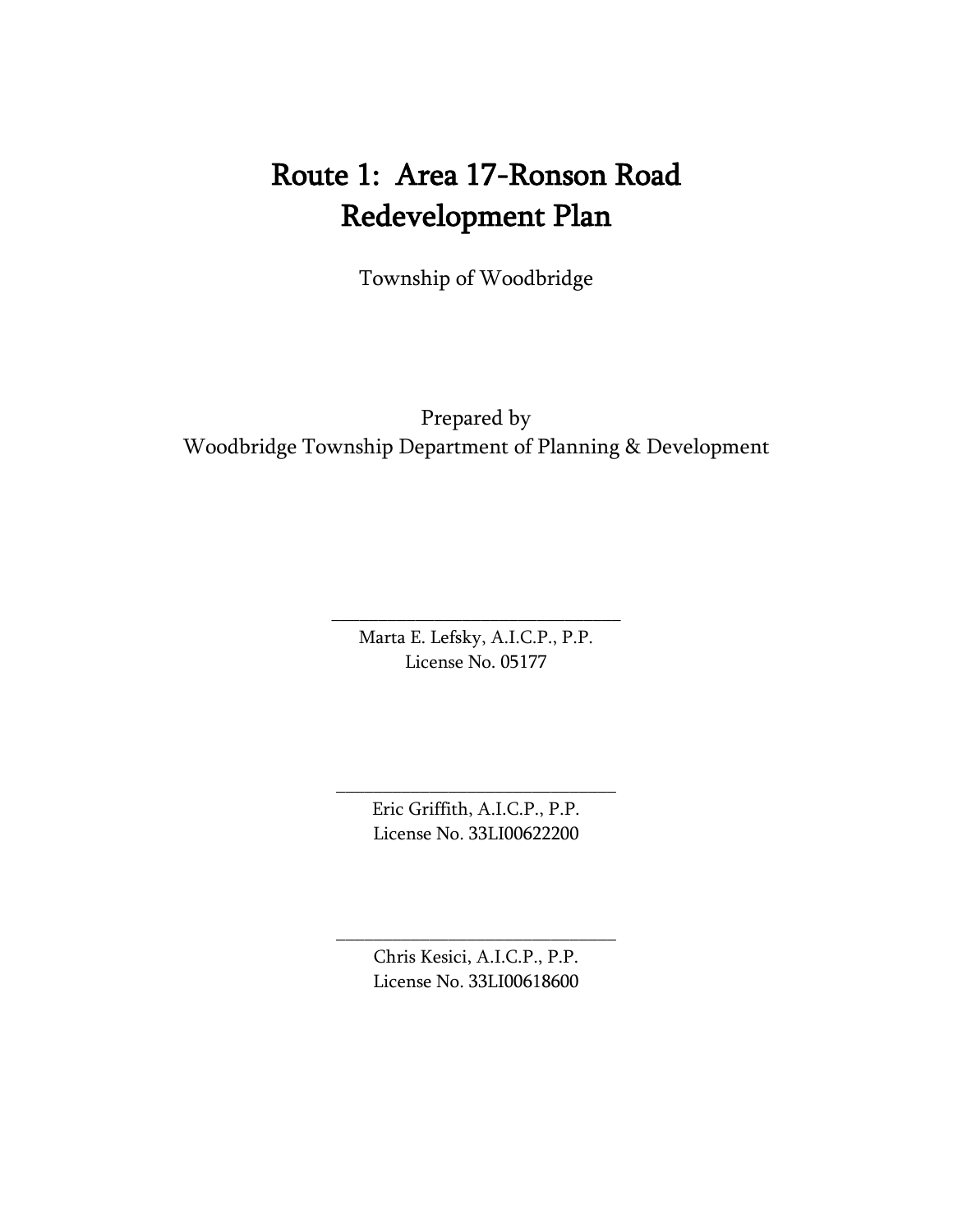# Route 1: Area 17-Ronson Road Redevelopment Plan

Township of Woodbridge

Prepared by
Woodbridge Township Department of Planning & Development

\_\_\_\_\_\_\_\_\_\_\_\_\_\_\_\_\_\_\_\_\_\_\_\_\_\_\_\_\_\_\_\_
Marta E. Lefsky, A.I.C.P., P.P.
License No. 05177

\_\_\_\_\_\_\_\_\_\_\_\_\_\_\_\_\_\_\_\_\_\_\_\_\_\_\_\_\_\_\_\_
Eric Griffith, A.I.C.P., P.P.
License No. 33LI00622200

\_\_\_\_\_\_\_\_\_\_\_\_\_\_\_\_\_\_\_\_\_\_\_\_\_\_\_\_\_\_\_\_
Chris Kesici, A.I.C.P., P.P.
License No. 33LI00618600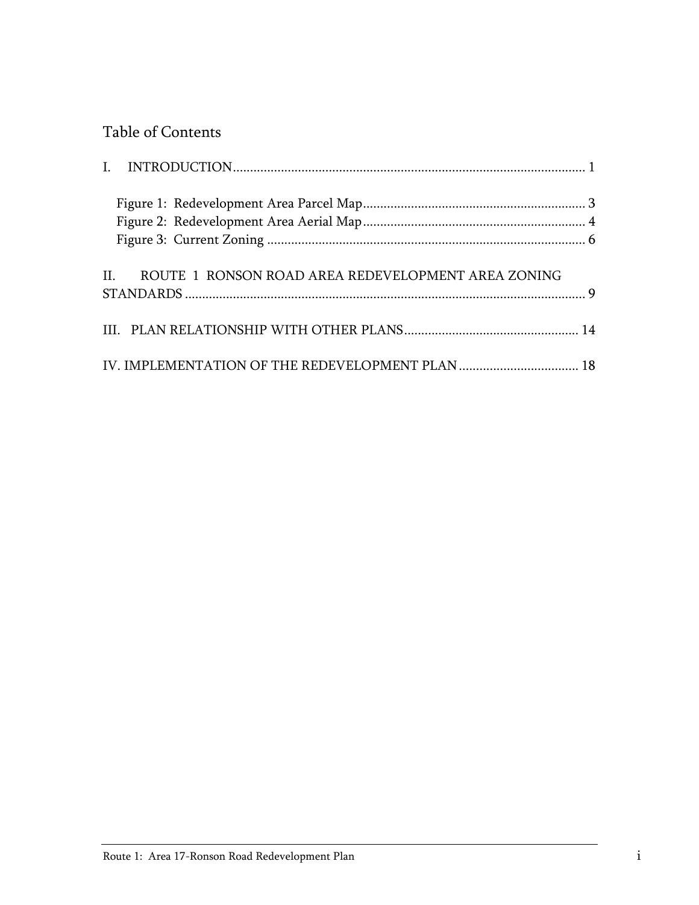# Table of Contents

I. INTRODUCTION ...................................................................................................... 1

Figure 1: Redevelopment Area Parcel Map ................................................................ 3
Figure 2: Redevelopment Area Aerial Map ................................................................ 4
Figure 3: Current Zoning ............................................................................................ 6

II. ROUTE 1 RONSON ROAD AREA REDEVELOPMENT AREA ZONING STANDARDS ................................................................................................................... 9

III. PLAN RELATIONSHIP WITH OTHER PLANS .................................................. 14

IV. IMPLEMENTATION OF THE REDEVELOPMENT PLAN .................................. 18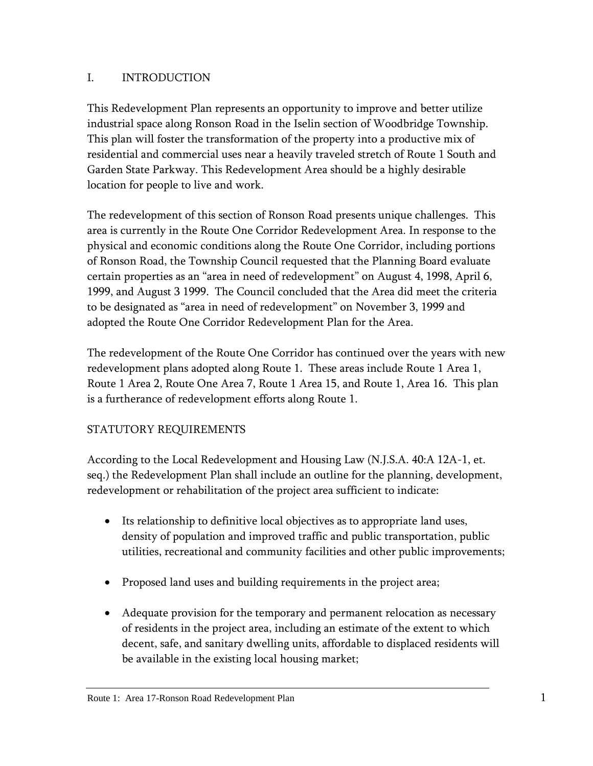# I. INTRODUCTION

This Redevelopment Plan represents an opportunity to improve and better utilize industrial space along Ronson Road in the Iselin section of Woodbridge Township. This plan will foster the transformation of the property into a productive mix of residential and commercial uses near a heavily traveled stretch of Route 1 South and Garden State Parkway. This Redevelopment Area should be a highly desirable location for people to live and work.

The redevelopment of this section of Ronson Road presents unique challenges. This area is currently in the Route One Corridor Redevelopment Area. In response to the physical and economic conditions along the Route One Corridor, including portions of Ronson Road, the Township Council requested that the Planning Board evaluate certain properties as an "area in need of redevelopment" on August 4, 1998, April 6, 1999, and August 3 1999. The Council concluded that the Area did meet the criteria to be designated as "area in need of redevelopment" on November 3, 1999 and adopted the Route One Corridor Redevelopment Plan for the Area.

The redevelopment of the Route One Corridor has continued over the years with new redevelopment plans adopted along Route 1. These areas include Route 1 Area 1, Route 1 Area 2, Route One Area 7, Route 1 Area 15, and Route 1, Area 16. This plan is a furtherance of redevelopment efforts along Route 1.

## STATUTORY REQUIREMENTS

According to the Local Redevelopment and Housing Law (N.J.S.A. 40:A 12A-1, et. seq.) the Redevelopment Plan shall include an outline for the planning, development, redevelopment or rehabilitation of the project area sufficient to indicate:

- Its relationship to definitive local objectives as to appropriate land uses, density of population and improved traffic and public transportation, public utilities, recreational and community facilities and other public improvements;
- Proposed land uses and building requirements in the project area;
- Adequate provision for the temporary and permanent relocation as necessary of residents in the project area, including an estimate of the extent to which decent, safe, and sanitary dwelling units, affordable to displaced residents will be available in the existing local housing market;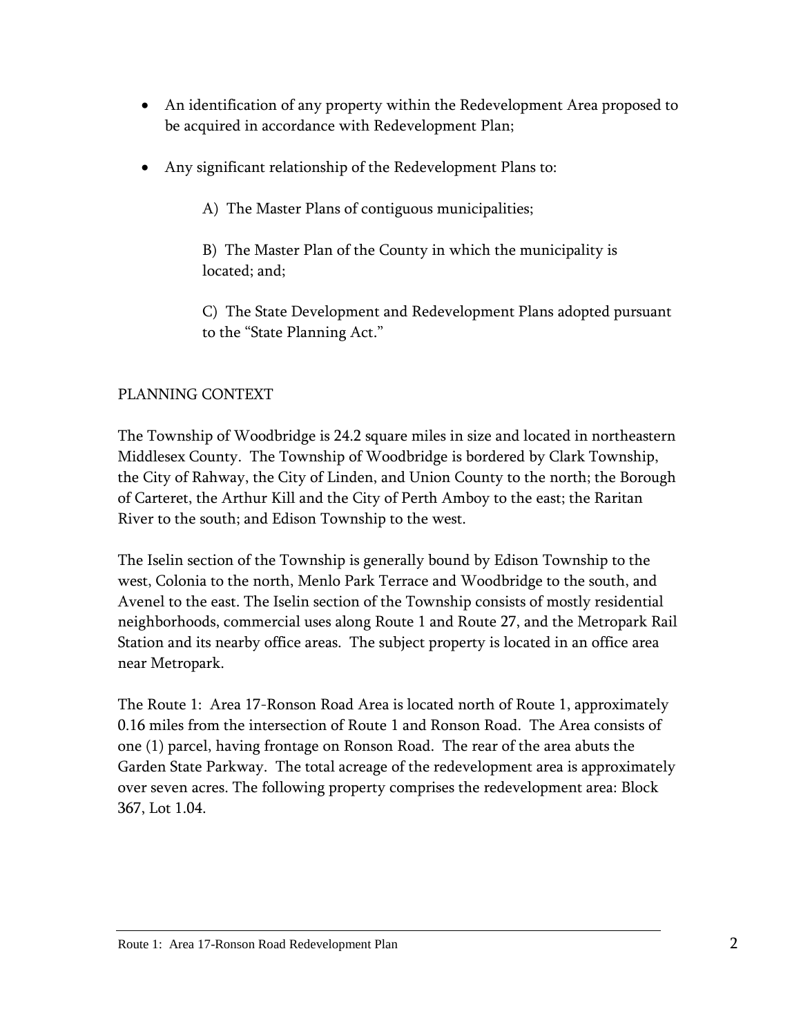- An identification of any property within the Redevelopment Area proposed to be acquired in accordance with Redevelopment Plan;
- Any significant relationship of the Redevelopment Plans to:

  A) The Master Plans of contiguous municipalities;

  B) The Master Plan of the County in which the municipality is located; and;

  C) The State Development and Redevelopment Plans adopted pursuant to the "State Planning Act."

## PLANNING CONTEXT

The Township of Woodbridge is 24.2 square miles in size and located in northeastern Middlesex County. The Township of Woodbridge is bordered by Clark Township, the City of Rahway, the City of Linden, and Union County to the north; the Borough of Carteret, the Arthur Kill and the City of Perth Amboy to the east; the Raritan River to the south; and Edison Township to the west.

The Iselin section of the Township is generally bound by Edison Township to the west, Colonia to the north, Menlo Park Terrace and Woodbridge to the south, and Avenel to the east. The Iselin section of the Township consists of mostly residential neighborhoods, commercial uses along Route 1 and Route 27, and the Metropark Rail Station and its nearby office areas. The subject property is located in an office area near Metropark.

The Route 1: Area 17-Ronson Road Area is located north of Route 1, approximately 0.16 miles from the intersection of Route 1 and Ronson Road. The Area consists of one (1) parcel, having frontage on Ronson Road. The rear of the area abuts the Garden State Parkway. The total acreage of the redevelopment area is approximately over seven acres. The following property comprises the redevelopment area: Block 367, Lot 1.04.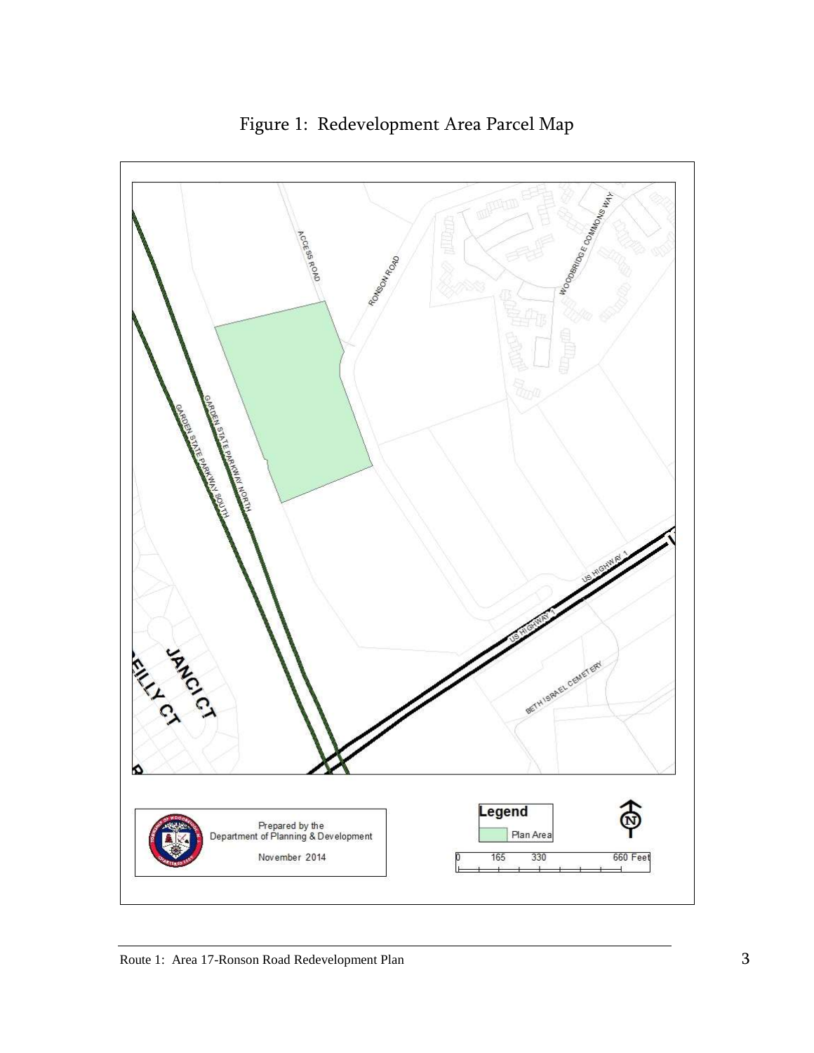Figure 1: Redevelopment Area Parcel Map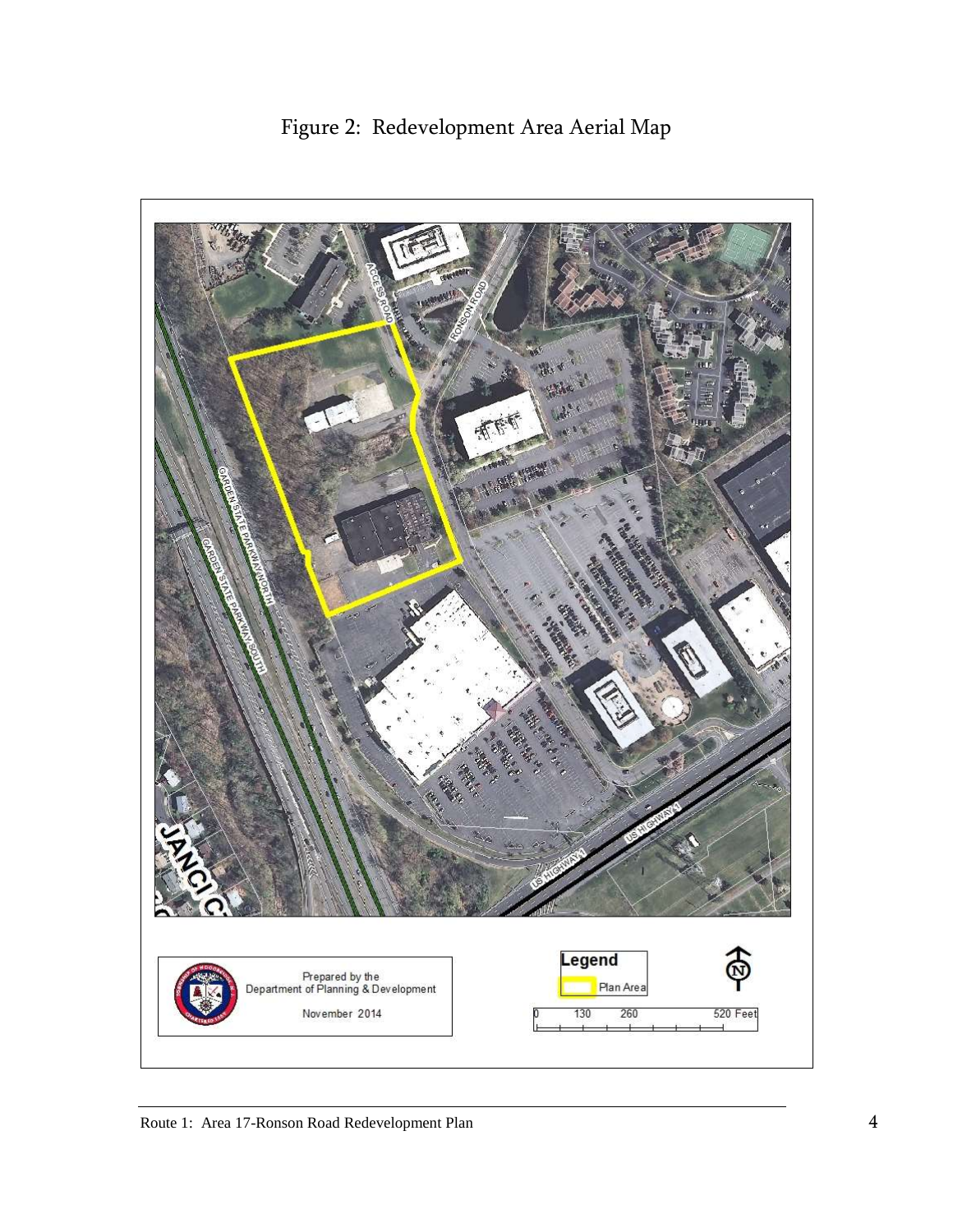Figure 2: Redevelopment Area Aerial Map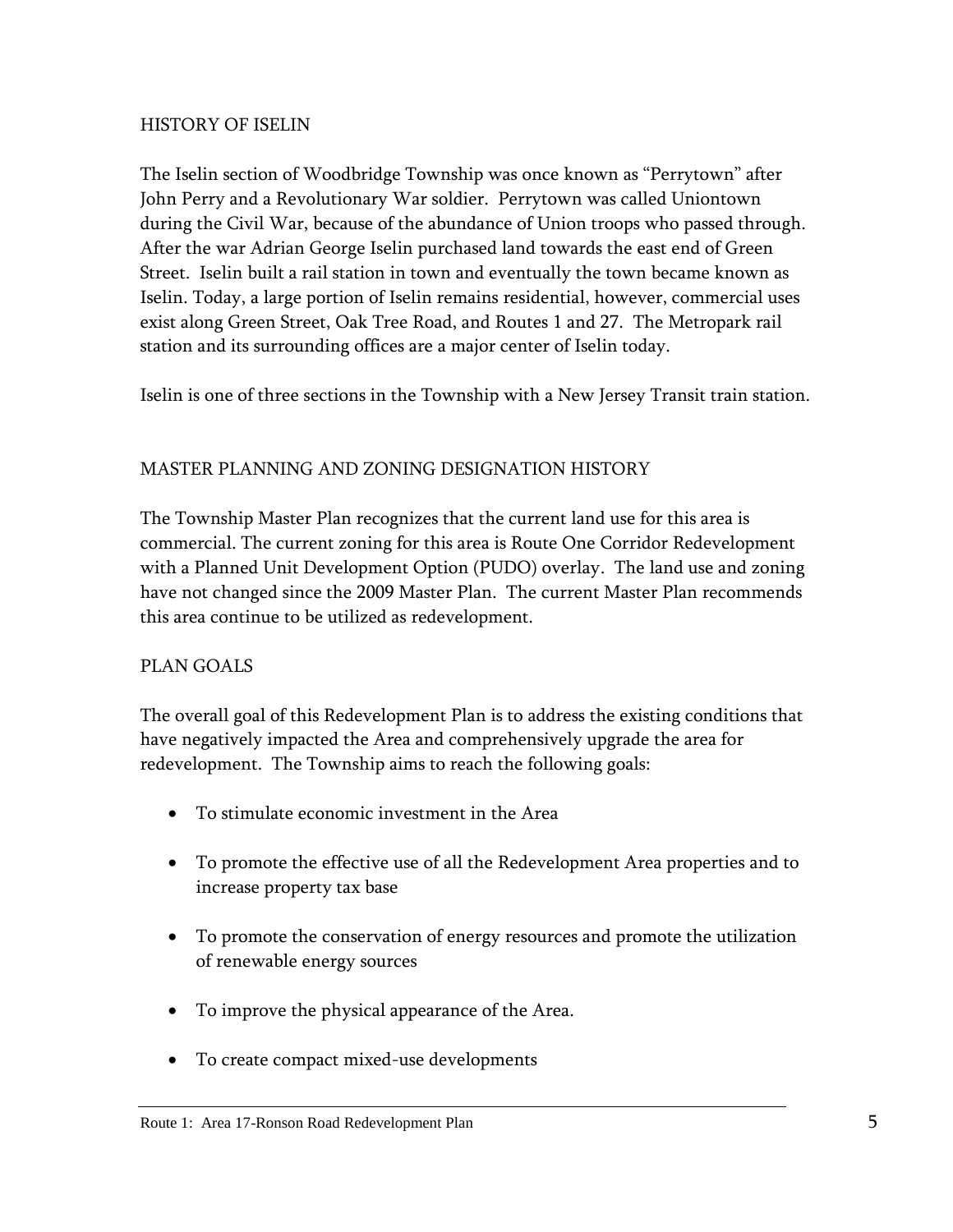## HISTORY OF ISELIN

The Iselin section of Woodbridge Township was once known as "Perrytown" after John Perry and a Revolutionary War soldier. Perrytown was called Uniontown during the Civil War, because of the abundance of Union troops who passed through. After the war Adrian George Iselin purchased land towards the east end of Green Street. Iselin built a rail station in town and eventually the town became known as Iselin. Today, a large portion of Iselin remains residential, however, commercial uses exist along Green Street, Oak Tree Road, and Routes 1 and 27. The Metropark rail station and its surrounding offices are a major center of Iselin today.

Iselin is one of three sections in the Township with a New Jersey Transit train station.

## MASTER PLANNING AND ZONING DESIGNATION HISTORY

The Township Master Plan recognizes that the current land use for this area is commercial. The current zoning for this area is Route One Corridor Redevelopment with a Planned Unit Development Option (PUDO) overlay. The land use and zoning have not changed since the 2009 Master Plan. The current Master Plan recommends this area continue to be utilized as redevelopment.

## PLAN GOALS

The overall goal of this Redevelopment Plan is to address the existing conditions that have negatively impacted the Area and comprehensively upgrade the area for redevelopment. The Township aims to reach the following goals:

- To stimulate economic investment in the Area
- To promote the effective use of all the Redevelopment Area properties and to increase property tax base
- To promote the conservation of energy resources and promote the utilization of renewable energy sources
- To improve the physical appearance of the Area.
- To create compact mixed-use developments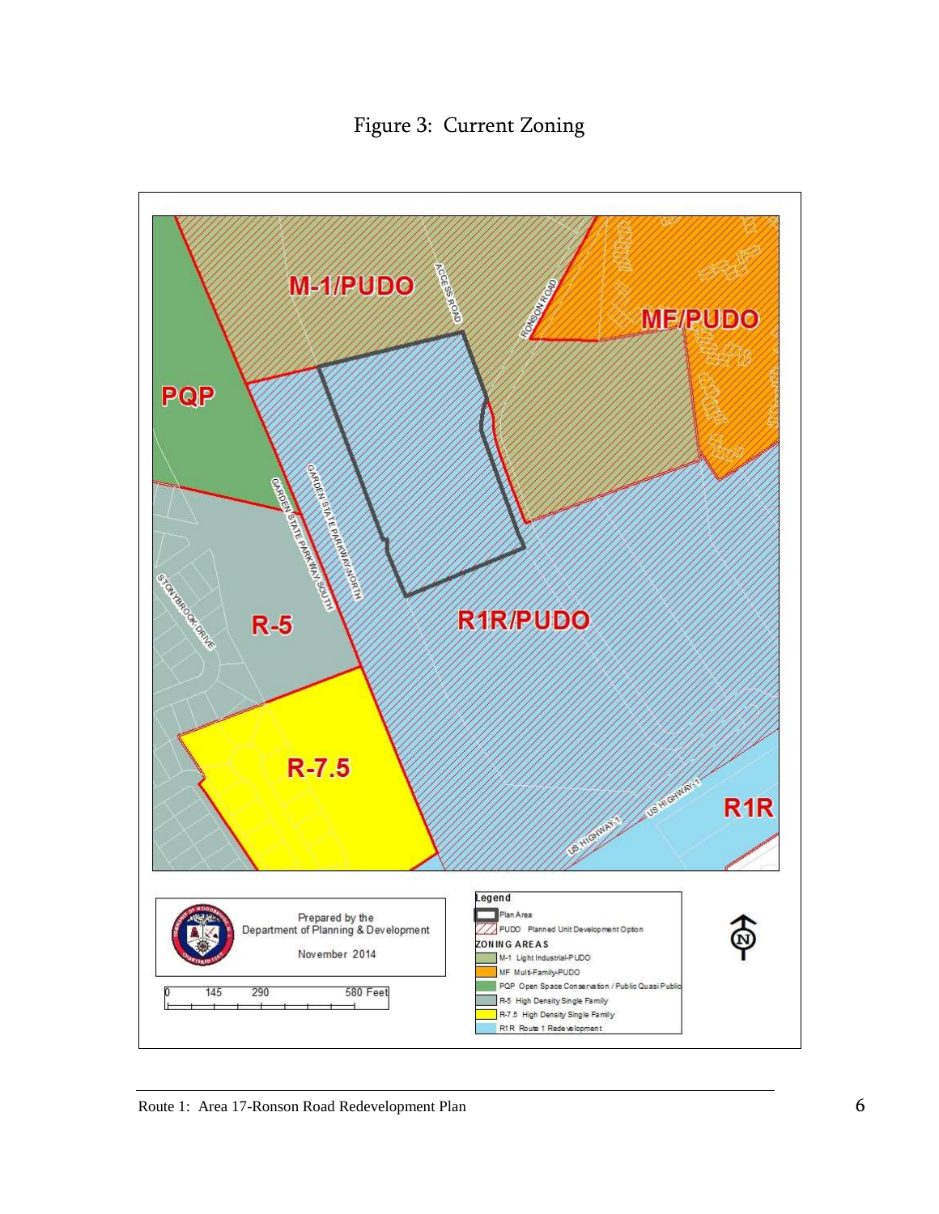Figure 3: Current Zoning

M-1/PUDO

MF/PUDO

PQP

R-5

R1R/PUDO

R-7.5

R1R

ACCESS ROAD

RONSON ROAD

GARDEN STATE PARKWAY NORTH

GARDEN STATE PARKWAY SOUTH

STONYBROOK DRIVE

US HIGHWAY 1

Prepared by the
Department of Planning & Development

November 2014

0 145 290 580 Feet

**Legend**

- Plan Area
- PUDO Planned Unit Development Option

**ZONING AREAS**

- M-1 Light Industrial-PUDO
- MF Multi-Family-PUDO
- PQP Open Space Conservation / Public Quasi Public
- R-5 High Density Single Family
- R-7.5 High Density Single Family
- R1R Route 1 Redevelopment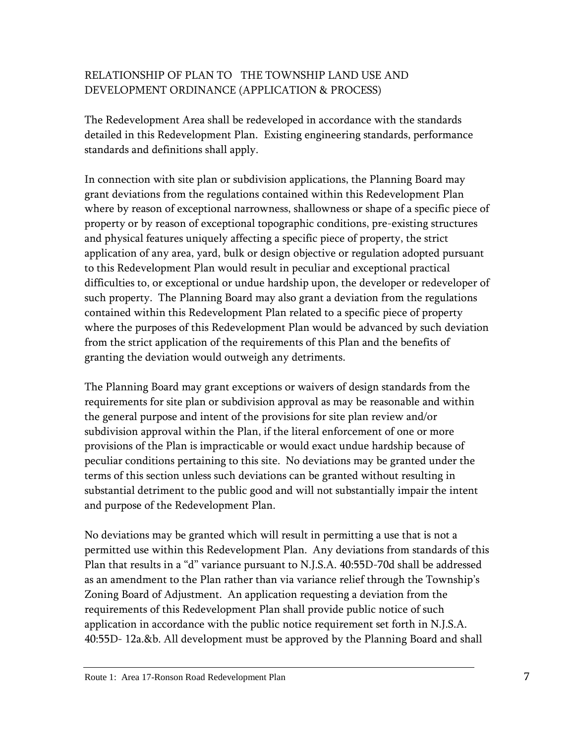## RELATIONSHIP OF PLAN TO THE TOWNSHIP LAND USE AND DEVELOPMENT ORDINANCE (APPLICATION & PROCESS)

The Redevelopment Area shall be redeveloped in accordance with the standards detailed in this Redevelopment Plan. Existing engineering standards, performance standards and definitions shall apply.

In connection with site plan or subdivision applications, the Planning Board may grant deviations from the regulations contained within this Redevelopment Plan where by reason of exceptional narrowness, shallowness or shape of a specific piece of property or by reason of exceptional topographic conditions, pre-existing structures and physical features uniquely affecting a specific piece of property, the strict application of any area, yard, bulk or design objective or regulation adopted pursuant to this Redevelopment Plan would result in peculiar and exceptional practical difficulties to, or exceptional or undue hardship upon, the developer or redeveloper of such property. The Planning Board may also grant a deviation from the regulations contained within this Redevelopment Plan related to a specific piece of property where the purposes of this Redevelopment Plan would be advanced by such deviation from the strict application of the requirements of this Plan and the benefits of granting the deviation would outweigh any detriments.

The Planning Board may grant exceptions or waivers of design standards from the requirements for site plan or subdivision approval as may be reasonable and within the general purpose and intent of the provisions for site plan review and/or subdivision approval within the Plan, if the literal enforcement of one or more provisions of the Plan is impracticable or would exact undue hardship because of peculiar conditions pertaining to this site. No deviations may be granted under the terms of this section unless such deviations can be granted without resulting in substantial detriment to the public good and will not substantially impair the intent and purpose of the Redevelopment Plan.

No deviations may be granted which will result in permitting a use that is not a permitted use within this Redevelopment Plan. Any deviations from standards of this Plan that results in a "d" variance pursuant to N.J.S.A. 40:55D-70d shall be addressed as an amendment to the Plan rather than via variance relief through the Township's Zoning Board of Adjustment. An application requesting a deviation from the requirements of this Redevelopment Plan shall provide public notice of such application in accordance with the public notice requirement set forth in N.J.S.A. 40:55D- 12a.&b. All development must be approved by the Planning Board and shall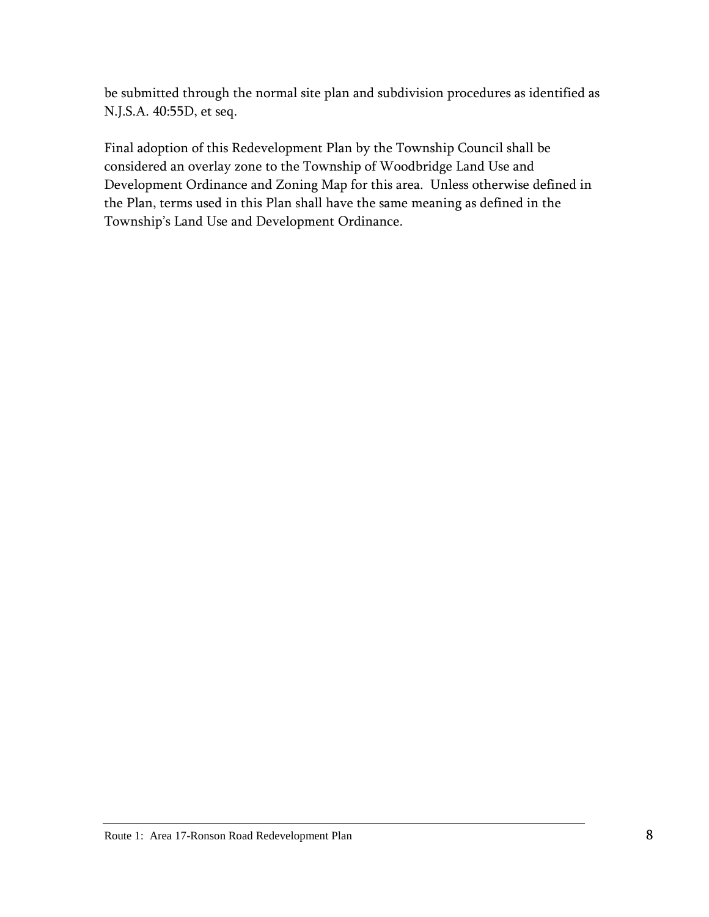be submitted through the normal site plan and subdivision procedures as identified as N.J.S.A. 40:55D, et seq.

Final adoption of this Redevelopment Plan by the Township Council shall be considered an overlay zone to the Township of Woodbridge Land Use and Development Ordinance and Zoning Map for this area. Unless otherwise defined in the Plan, terms used in this Plan shall have the same meaning as defined in the Township's Land Use and Development Ordinance.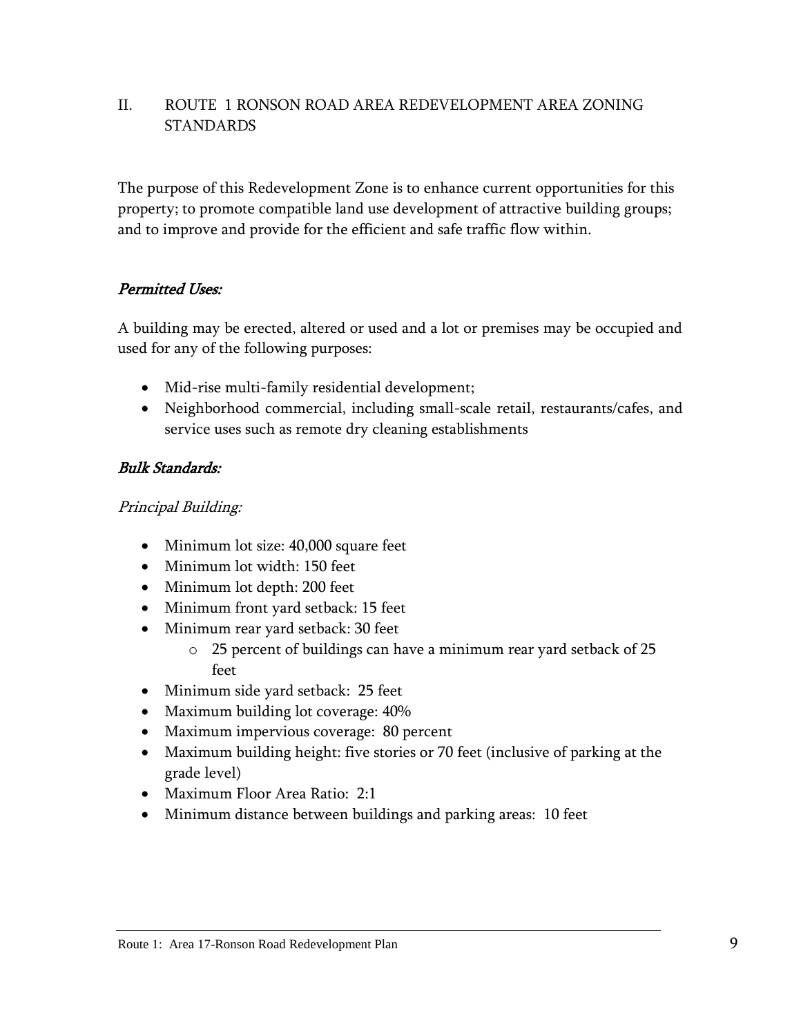## II. ROUTE 1 RONSON ROAD AREA REDEVELOPMENT AREA ZONING STANDARDS

The purpose of this Redevelopment Zone is to enhance current opportunities for this property; to promote compatible land use development of attractive building groups; and to improve and provide for the efficient and safe traffic flow within.

### *Permitted Uses:*

A building may be erected, altered or used and a lot or premises may be occupied and used for any of the following purposes:

- Mid-rise multi-family residential development;
- Neighborhood commercial, including small-scale retail, restaurants/cafes, and service uses such as remote dry cleaning establishments

### *Bulk Standards:*

*Principal Building:*

- Minimum lot size: 40,000 square feet
- Minimum lot width: 150 feet
- Minimum lot depth: 200 feet
- Minimum front yard setback: 15 feet
- Minimum rear yard setback: 30 feet
    - 25 percent of buildings can have a minimum rear yard setback of 25 feet
- Minimum side yard setback: 25 feet
- Maximum building lot coverage: 40%
- Maximum impervious coverage: 80 percent
- Maximum building height: five stories or 70 feet (inclusive of parking at the grade level)
- Maximum Floor Area Ratio: 2:1
- Minimum distance between buildings and parking areas: 10 feet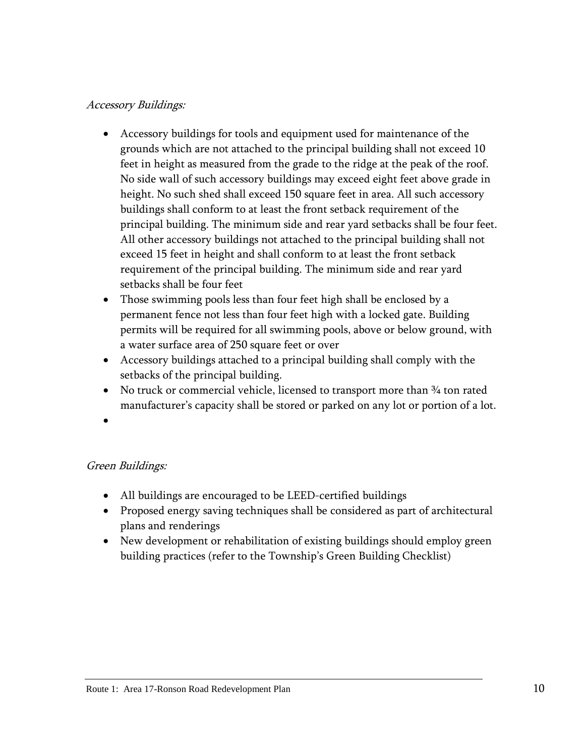*Accessory Buildings:*

- Accessory buildings for tools and equipment used for maintenance of the grounds which are not attached to the principal building shall not exceed 10 feet in height as measured from the grade to the ridge at the peak of the roof. No side wall of such accessory buildings may exceed eight feet above grade in height. No such shed shall exceed 150 square feet in area. All such accessory buildings shall conform to at least the front setback requirement of the principal building. The minimum side and rear yard setbacks shall be four feet. All other accessory buildings not attached to the principal building shall not exceed 15 feet in height and shall conform to at least the front setback requirement of the principal building. The minimum side and rear yard setbacks shall be four feet
- Those swimming pools less than four feet high shall be enclosed by a permanent fence not less than four feet high with a locked gate. Building permits will be required for all swimming pools, above or below ground, with a water surface area of 250 square feet or over
- Accessory buildings attached to a principal building shall comply with the setbacks of the principal building.
- No truck or commercial vehicle, licensed to transport more than ¾ ton rated manufacturer's capacity shall be stored or parked on any lot or portion of a lot.
-

*Green Buildings:*

- All buildings are encouraged to be LEED-certified buildings
- Proposed energy saving techniques shall be considered as part of architectural plans and renderings
- New development or rehabilitation of existing buildings should employ green building practices (refer to the Township's Green Building Checklist)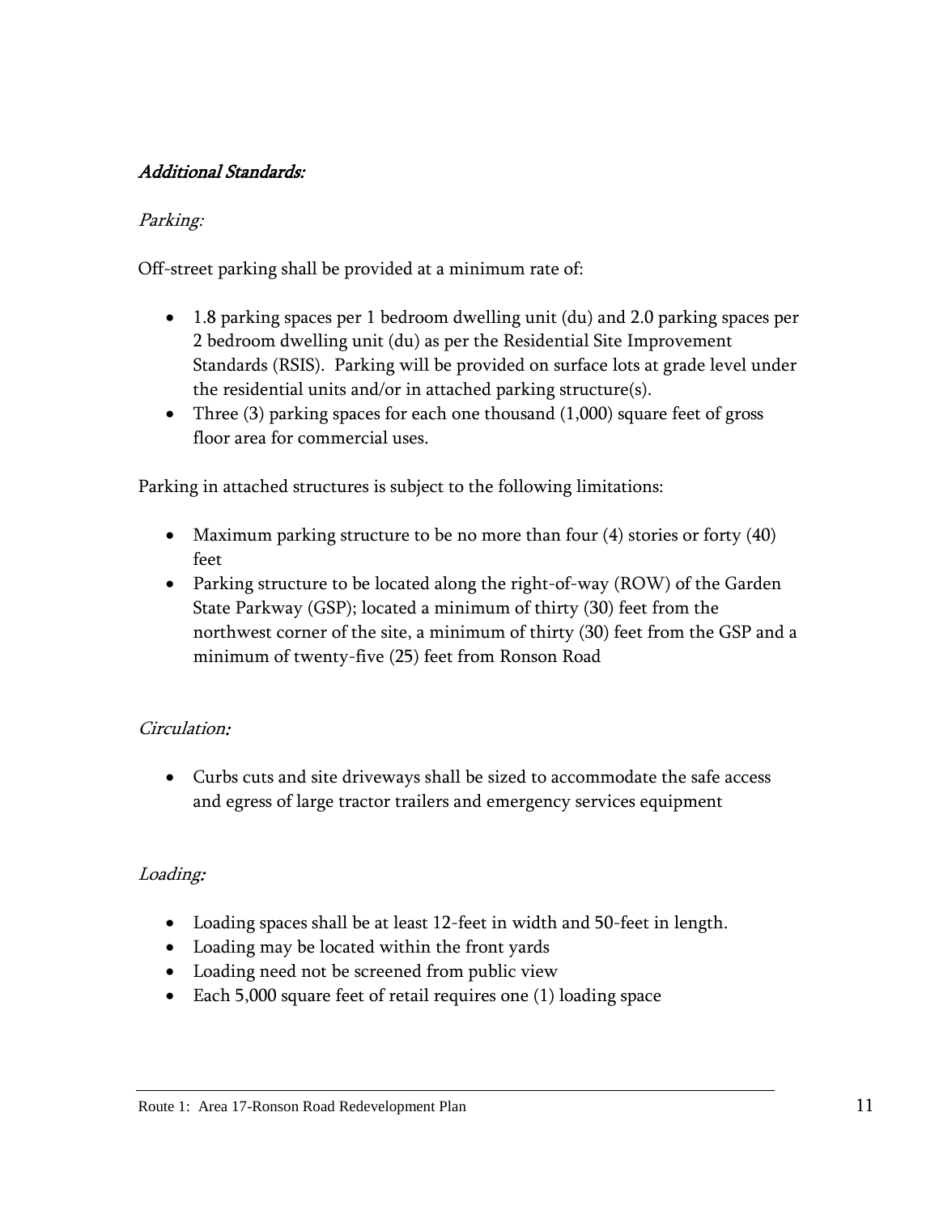## *Additional Standards:*

### *Parking:*

Off-street parking shall be provided at a minimum rate of:

- 1.8 parking spaces per 1 bedroom dwelling unit (du) and 2.0 parking spaces per 2 bedroom dwelling unit (du) as per the Residential Site Improvement Standards (RSIS). Parking will be provided on surface lots at grade level under the residential units and/or in attached parking structure(s).
- Three (3) parking spaces for each one thousand (1,000) square feet of gross floor area for commercial uses.

Parking in attached structures is subject to the following limitations:

- Maximum parking structure to be no more than four (4) stories or forty (40) feet
- Parking structure to be located along the right-of-way (ROW) of the Garden State Parkway (GSP); located a minimum of thirty (30) feet from the northwest corner of the site, a minimum of thirty (30) feet from the GSP and a minimum of twenty-five (25) feet from Ronson Road

### *Circulation:*

- Curbs cuts and site driveways shall be sized to accommodate the safe access and egress of large tractor trailers and emergency services equipment

### *Loading:*

- Loading spaces shall be at least 12-feet in width and 50-feet in length.
- Loading may be located within the front yards
- Loading need not be screened from public view
- Each 5,000 square feet of retail requires one (1) loading space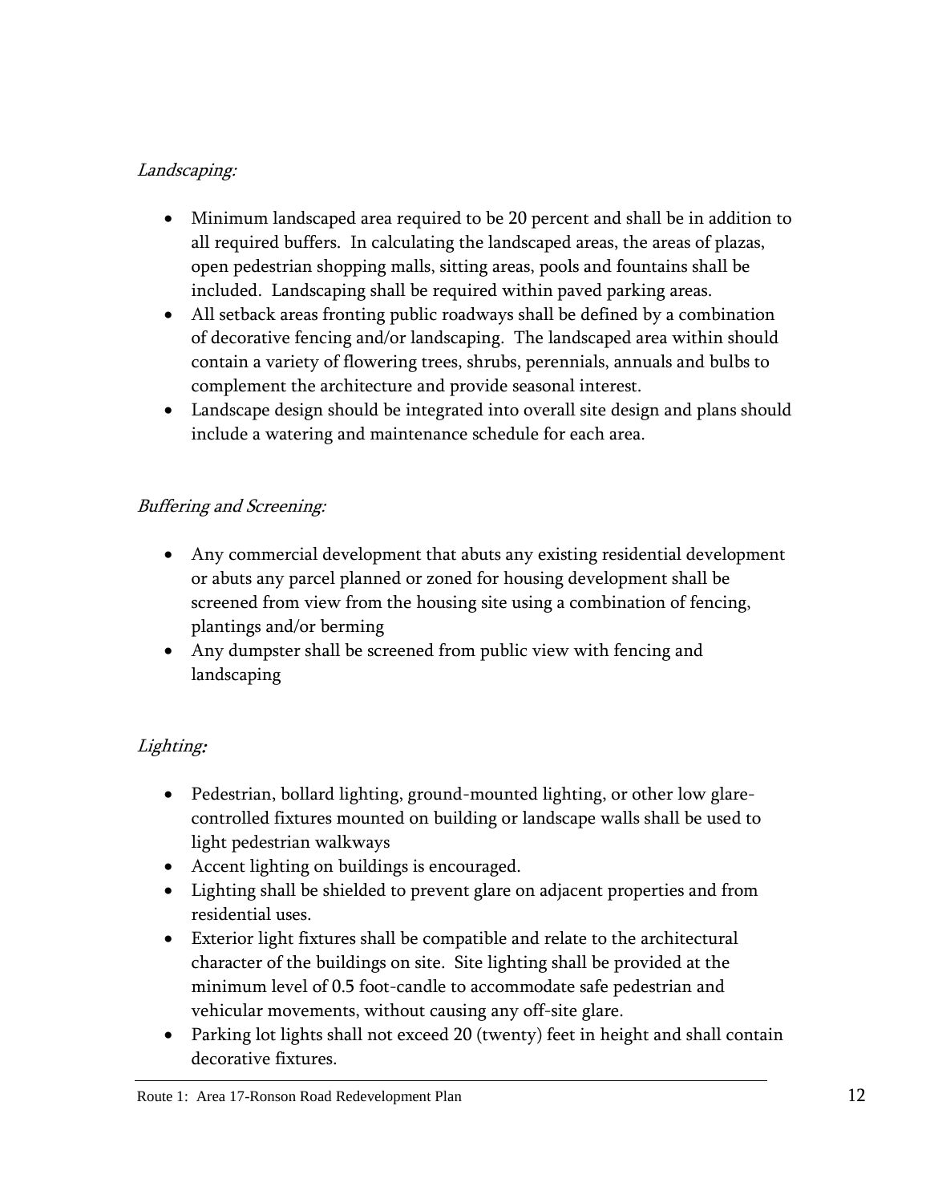*Landscaping:*

- Minimum landscaped area required to be 20 percent and shall be in addition to all required buffers. In calculating the landscaped areas, the areas of plazas, open pedestrian shopping malls, sitting areas, pools and fountains shall be included. Landscaping shall be required within paved parking areas.
- All setback areas fronting public roadways shall be defined by a combination of decorative fencing and/or landscaping. The landscaped area within should contain a variety of flowering trees, shrubs, perennials, annuals and bulbs to complement the architecture and provide seasonal interest.
- Landscape design should be integrated into overall site design and plans should include a watering and maintenance schedule for each area.

*Buffering and Screening:*

- Any commercial development that abuts any existing residential development or abuts any parcel planned or zoned for housing development shall be screened from view from the housing site using a combination of fencing, plantings and/or berming
- Any dumpster shall be screened from public view with fencing and landscaping

*Lighting:*

- Pedestrian, bollard lighting, ground-mounted lighting, or other low glare-controlled fixtures mounted on building or landscape walls shall be used to light pedestrian walkways
- Accent lighting on buildings is encouraged.
- Lighting shall be shielded to prevent glare on adjacent properties and from residential uses.
- Exterior light fixtures shall be compatible and relate to the architectural character of the buildings on site. Site lighting shall be provided at the minimum level of 0.5 foot-candle to accommodate safe pedestrian and vehicular movements, without causing any off-site glare.
- Parking lot lights shall not exceed 20 (twenty) feet in height and shall contain decorative fixtures.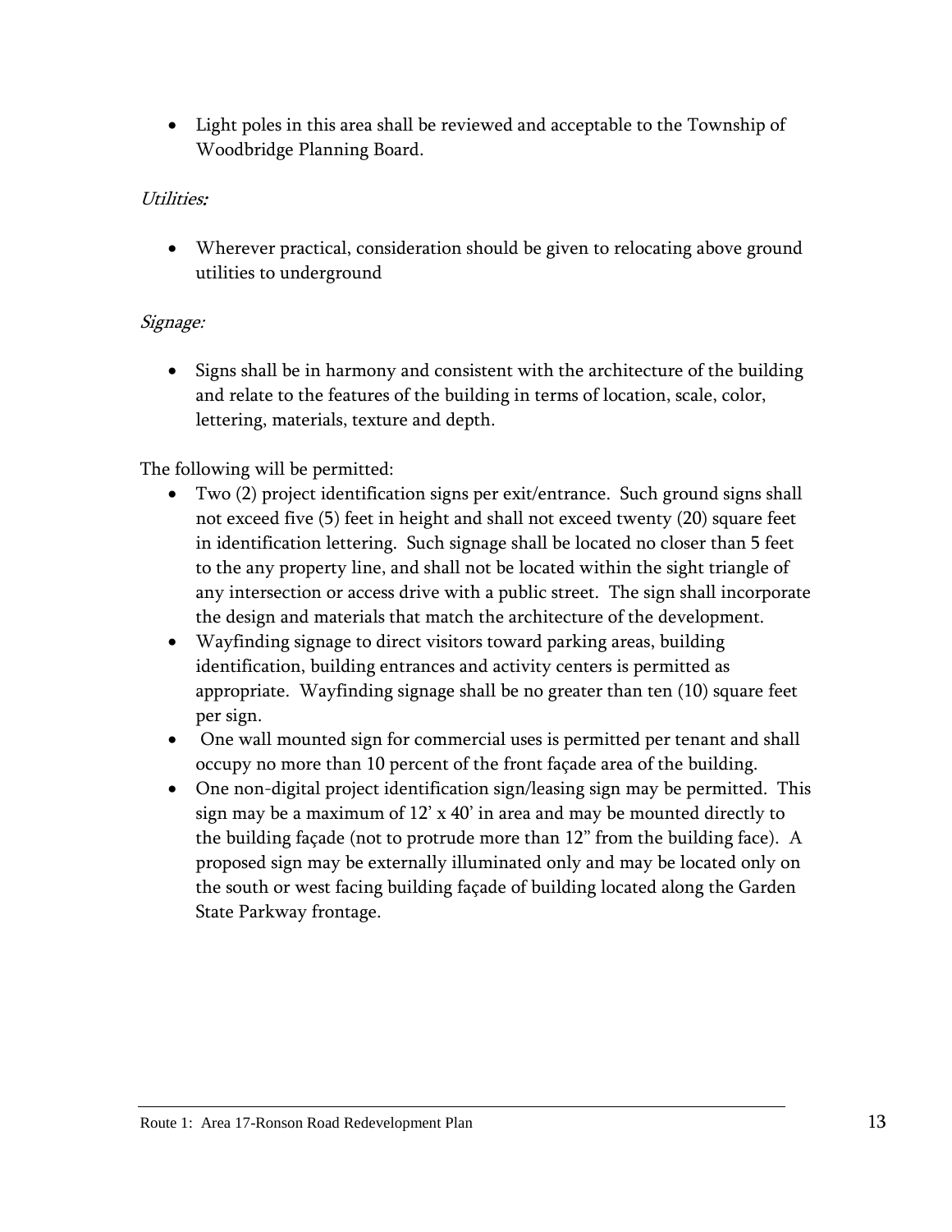- Light poles in this area shall be reviewed and acceptable to the Township of Woodbridge Planning Board.

*Utilities:*

- Wherever practical, consideration should be given to relocating above ground utilities to underground

*Signage:*

- Signs shall be in harmony and consistent with the architecture of the building and relate to the features of the building in terms of location, scale, color, lettering, materials, texture and depth.

The following will be permitted:

- Two (2) project identification signs per exit/entrance. Such ground signs shall not exceed five (5) feet in height and shall not exceed twenty (20) square feet in identification lettering. Such signage shall be located no closer than 5 feet to the any property line, and shall not be located within the sight triangle of any intersection or access drive with a public street. The sign shall incorporate the design and materials that match the architecture of the development.
- Wayfinding signage to direct visitors toward parking areas, building identification, building entrances and activity centers is permitted as appropriate. Wayfinding signage shall be no greater than ten (10) square feet per sign.
- One wall mounted sign for commercial uses is permitted per tenant and shall occupy no more than 10 percent of the front façade area of the building.
- One non-digital project identification sign/leasing sign may be permitted. This sign may be a maximum of 12' x 40' in area and may be mounted directly to the building façade (not to protrude more than 12" from the building face). A proposed sign may be externally illuminated only and may be located only on the south or west facing building façade of building located along the Garden State Parkway frontage.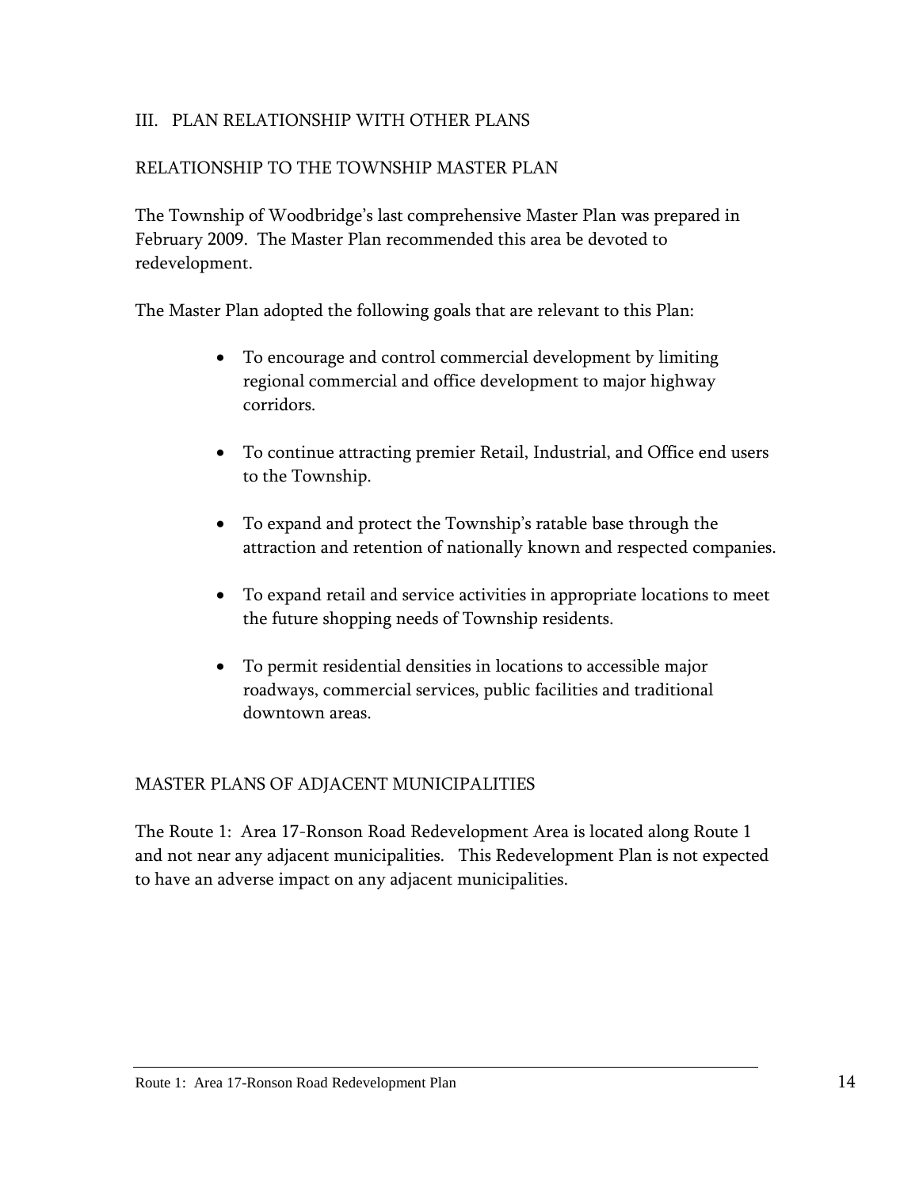## III. PLAN RELATIONSHIP WITH OTHER PLANS

### RELATIONSHIP TO THE TOWNSHIP MASTER PLAN

The Township of Woodbridge's last comprehensive Master Plan was prepared in February 2009. The Master Plan recommended this area be devoted to redevelopment.

The Master Plan adopted the following goals that are relevant to this Plan:

- To encourage and control commercial development by limiting regional commercial and office development to major highway corridors.
- To continue attracting premier Retail, Industrial, and Office end users to the Township.
- To expand and protect the Township's ratable base through the attraction and retention of nationally known and respected companies.
- To expand retail and service activities in appropriate locations to meet the future shopping needs of Township residents.
- To permit residential densities in locations to accessible major roadways, commercial services, public facilities and traditional downtown areas.

### MASTER PLANS OF ADJACENT MUNICIPALITIES

The Route 1: Area 17-Ronson Road Redevelopment Area is located along Route 1 and not near any adjacent municipalities. This Redevelopment Plan is not expected to have an adverse impact on any adjacent municipalities.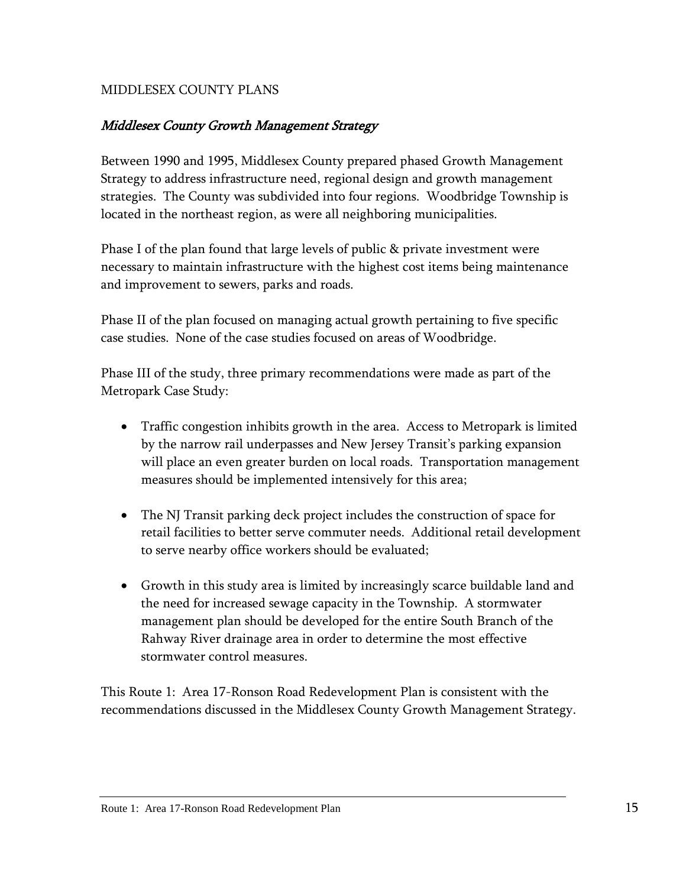MIDDLESEX COUNTY PLANS

### *Middlesex County Growth Management Strategy*

Between 1990 and 1995, Middlesex County prepared phased Growth Management Strategy to address infrastructure need, regional design and growth management strategies. The County was subdivided into four regions. Woodbridge Township is located in the northeast region, as were all neighboring municipalities.

Phase I of the plan found that large levels of public & private investment were necessary to maintain infrastructure with the highest cost items being maintenance and improvement to sewers, parks and roads.

Phase II of the plan focused on managing actual growth pertaining to five specific case studies. None of the case studies focused on areas of Woodbridge.

Phase III of the study, three primary recommendations were made as part of the Metropark Case Study:

- Traffic congestion inhibits growth in the area. Access to Metropark is limited by the narrow rail underpasses and New Jersey Transit's parking expansion will place an even greater burden on local roads. Transportation management measures should be implemented intensively for this area;

- The NJ Transit parking deck project includes the construction of space for retail facilities to better serve commuter needs. Additional retail development to serve nearby office workers should be evaluated;

- Growth in this study area is limited by increasingly scarce buildable land and the need for increased sewage capacity in the Township. A stormwater management plan should be developed for the entire South Branch of the Rahway River drainage area in order to determine the most effective stormwater control measures.

This Route 1: Area 17-Ronson Road Redevelopment Plan is consistent with the recommendations discussed in the Middlesex County Growth Management Strategy.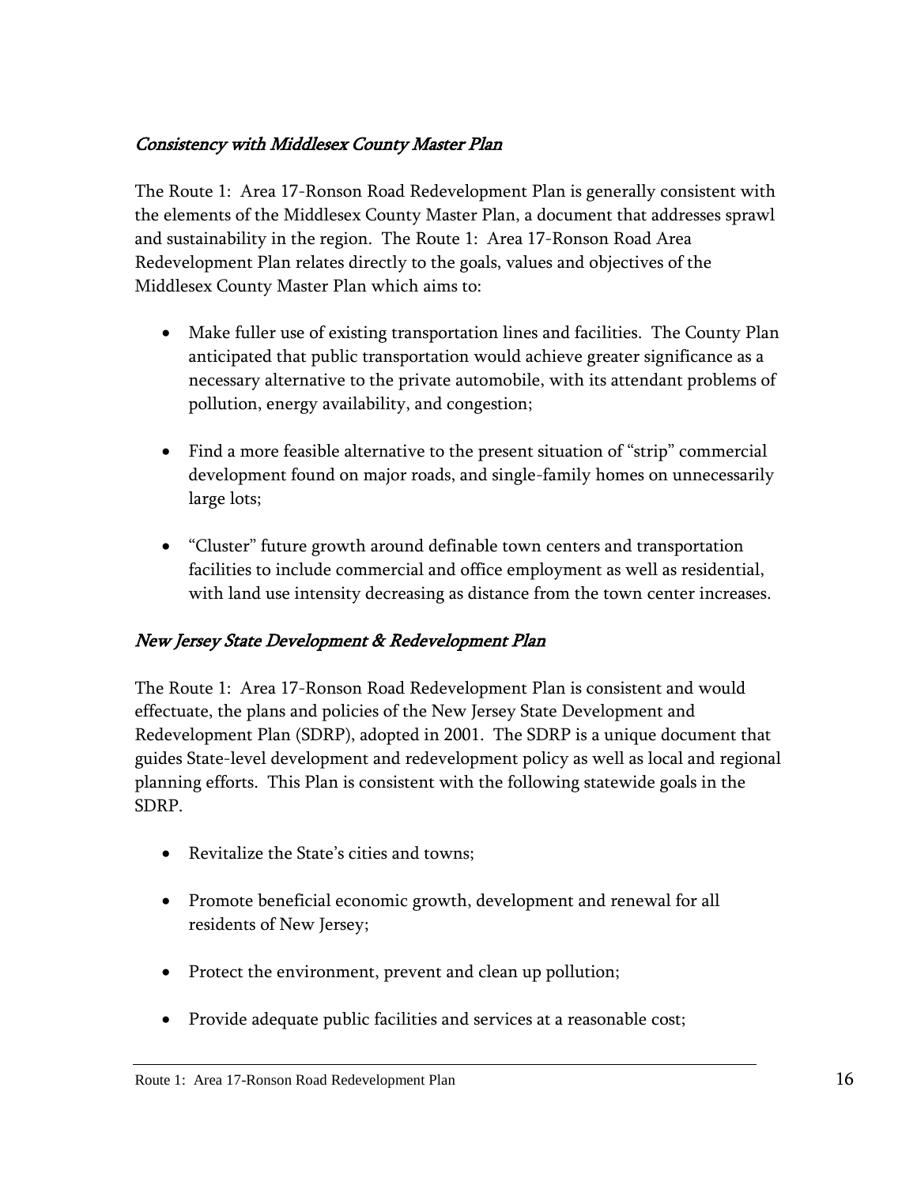## *Consistency with Middlesex County Master Plan*

The Route 1: Area 17-Ronson Road Redevelopment Plan is generally consistent with the elements of the Middlesex County Master Plan, a document that addresses sprawl and sustainability in the region. The Route 1: Area 17-Ronson Road Area Redevelopment Plan relates directly to the goals, values and objectives of the Middlesex County Master Plan which aims to:

- Make fuller use of existing transportation lines and facilities. The County Plan anticipated that public transportation would achieve greater significance as a necessary alternative to the private automobile, with its attendant problems of pollution, energy availability, and congestion;

- Find a more feasible alternative to the present situation of "strip" commercial development found on major roads, and single-family homes on unnecessarily large lots;

- "Cluster" future growth around definable town centers and transportation facilities to include commercial and office employment as well as residential, with land use intensity decreasing as distance from the town center increases.

## *New Jersey State Development & Redevelopment Plan*

The Route 1: Area 17-Ronson Road Redevelopment Plan is consistent and would effectuate, the plans and policies of the New Jersey State Development and Redevelopment Plan (SDRP), adopted in 2001. The SDRP is a unique document that guides State-level development and redevelopment policy as well as local and regional planning efforts. This Plan is consistent with the following statewide goals in the SDRP.

- Revitalize the State's cities and towns;

- Promote beneficial economic growth, development and renewal for all residents of New Jersey;

- Protect the environment, prevent and clean up pollution;

- Provide adequate public facilities and services at a reasonable cost;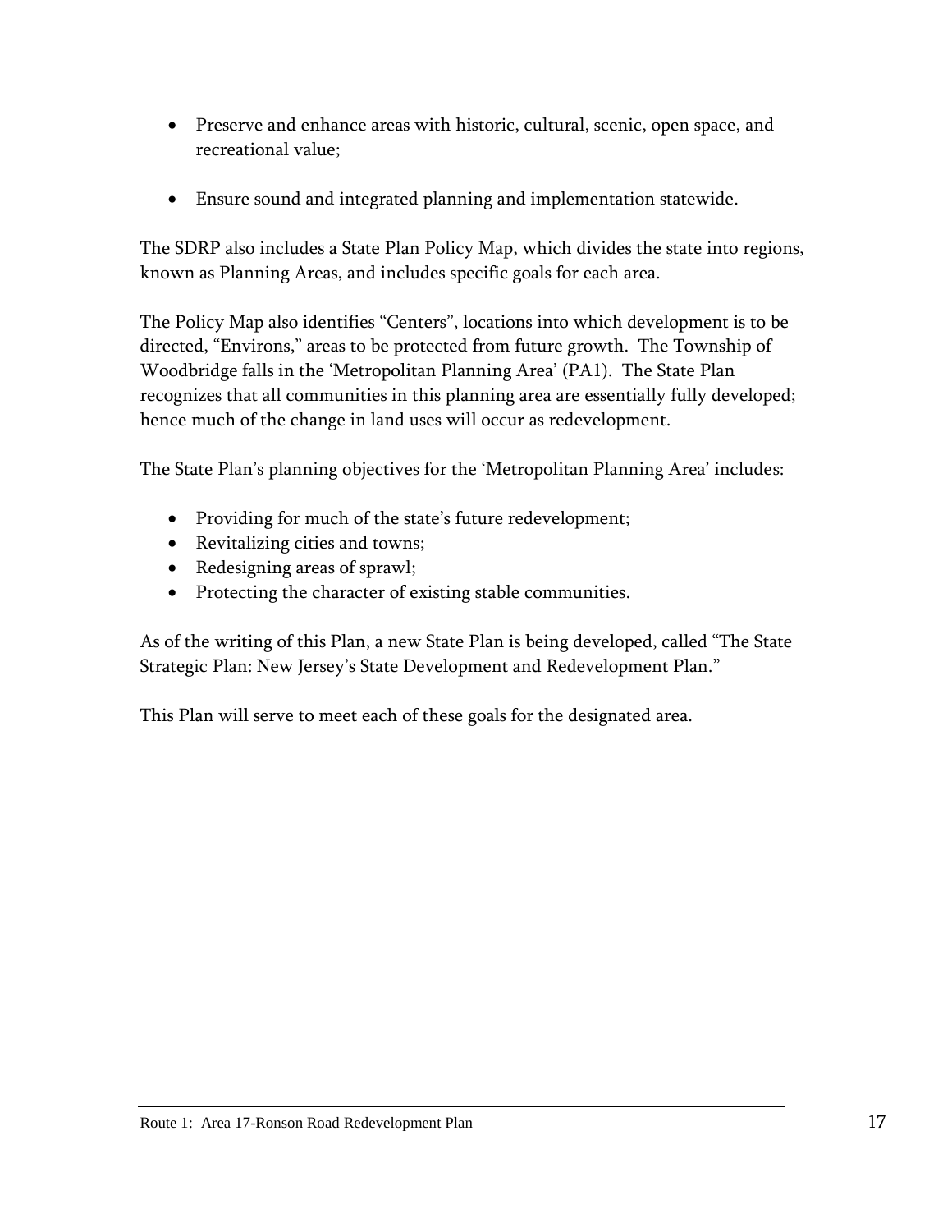- Preserve and enhance areas with historic, cultural, scenic, open space, and recreational value;

- Ensure sound and integrated planning and implementation statewide.

The SDRP also includes a State Plan Policy Map, which divides the state into regions, known as Planning Areas, and includes specific goals for each area.

The Policy Map also identifies "Centers", locations into which development is to be directed, "Environs," areas to be protected from future growth. The Township of Woodbridge falls in the 'Metropolitan Planning Area' (PA1). The State Plan recognizes that all communities in this planning area are essentially fully developed; hence much of the change in land uses will occur as redevelopment.

The State Plan's planning objectives for the 'Metropolitan Planning Area' includes:

- Providing for much of the state's future redevelopment;
- Revitalizing cities and towns;
- Redesigning areas of sprawl;
- Protecting the character of existing stable communities.

As of the writing of this Plan, a new State Plan is being developed, called "The State Strategic Plan: New Jersey's State Development and Redevelopment Plan."

This Plan will serve to meet each of these goals for the designated area.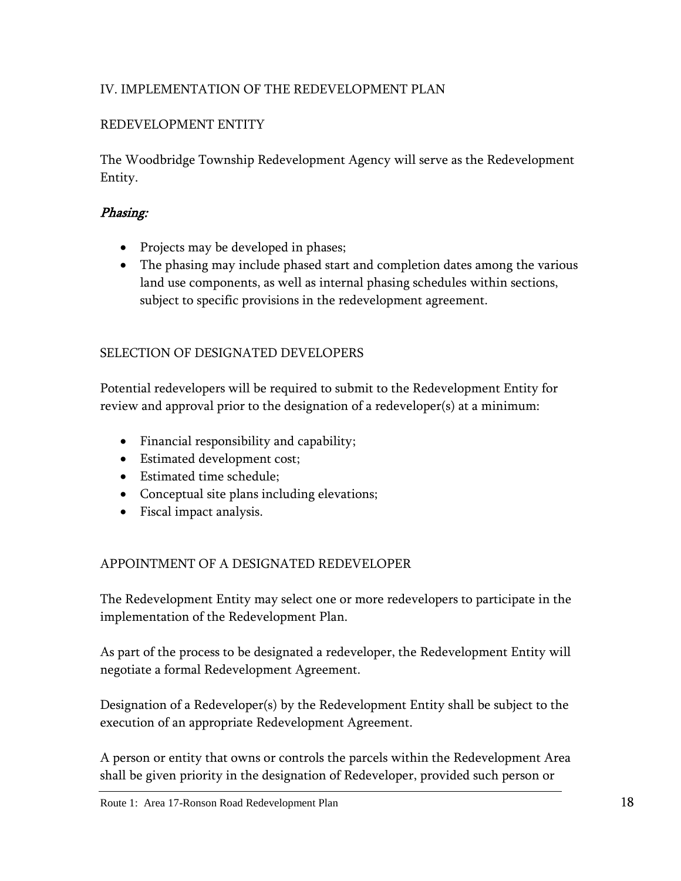## IV. IMPLEMENTATION OF THE REDEVELOPMENT PLAN

### REDEVELOPMENT ENTITY

The Woodbridge Township Redevelopment Agency will serve as the Redevelopment Entity.

#### *Phasing:*

- Projects may be developed in phases;
- The phasing may include phased start and completion dates among the various land use components, as well as internal phasing schedules within sections, subject to specific provisions in the redevelopment agreement.

### SELECTION OF DESIGNATED DEVELOPERS

Potential redevelopers will be required to submit to the Redevelopment Entity for review and approval prior to the designation of a redeveloper(s) at a minimum:

- Financial responsibility and capability;
- Estimated development cost;
- Estimated time schedule;
- Conceptual site plans including elevations;
- Fiscal impact analysis.

### APPOINTMENT OF A DESIGNATED REDEVELOPER

The Redevelopment Entity may select one or more redevelopers to participate in the implementation of the Redevelopment Plan.

As part of the process to be designated a redeveloper, the Redevelopment Entity will negotiate a formal Redevelopment Agreement.

Designation of a Redeveloper(s) by the Redevelopment Entity shall be subject to the execution of an appropriate Redevelopment Agreement.

A person or entity that owns or controls the parcels within the Redevelopment Area shall be given priority in the designation of Redeveloper, provided such person or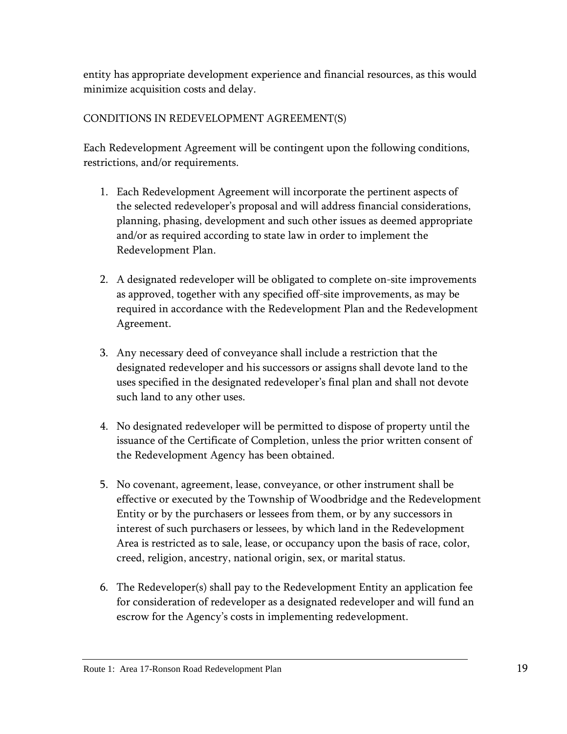entity has appropriate development experience and financial resources, as this would minimize acquisition costs and delay.

## CONDITIONS IN REDEVELOPMENT AGREEMENT(S)

Each Redevelopment Agreement will be contingent upon the following conditions, restrictions, and/or requirements.

1. Each Redevelopment Agreement will incorporate the pertinent aspects of the selected redeveloper's proposal and will address financial considerations, planning, phasing, development and such other issues as deemed appropriate and/or as required according to state law in order to implement the Redevelopment Plan.

2. A designated redeveloper will be obligated to complete on-site improvements as approved, together with any specified off-site improvements, as may be required in accordance with the Redevelopment Plan and the Redevelopment Agreement.

3. Any necessary deed of conveyance shall include a restriction that the designated redeveloper and his successors or assigns shall devote land to the uses specified in the designated redeveloper's final plan and shall not devote such land to any other uses.

4. No designated redeveloper will be permitted to dispose of property until the issuance of the Certificate of Completion, unless the prior written consent of the Redevelopment Agency has been obtained.

5. No covenant, agreement, lease, conveyance, or other instrument shall be effective or executed by the Township of Woodbridge and the Redevelopment Entity or by the purchasers or lessees from them, or by any successors in interest of such purchasers or lessees, by which land in the Redevelopment Area is restricted as to sale, lease, or occupancy upon the basis of race, color, creed, religion, ancestry, national origin, sex, or marital status.

6. The Redeveloper(s) shall pay to the Redevelopment Entity an application fee for consideration of redeveloper as a designated redeveloper and will fund an escrow for the Agency's costs in implementing redevelopment.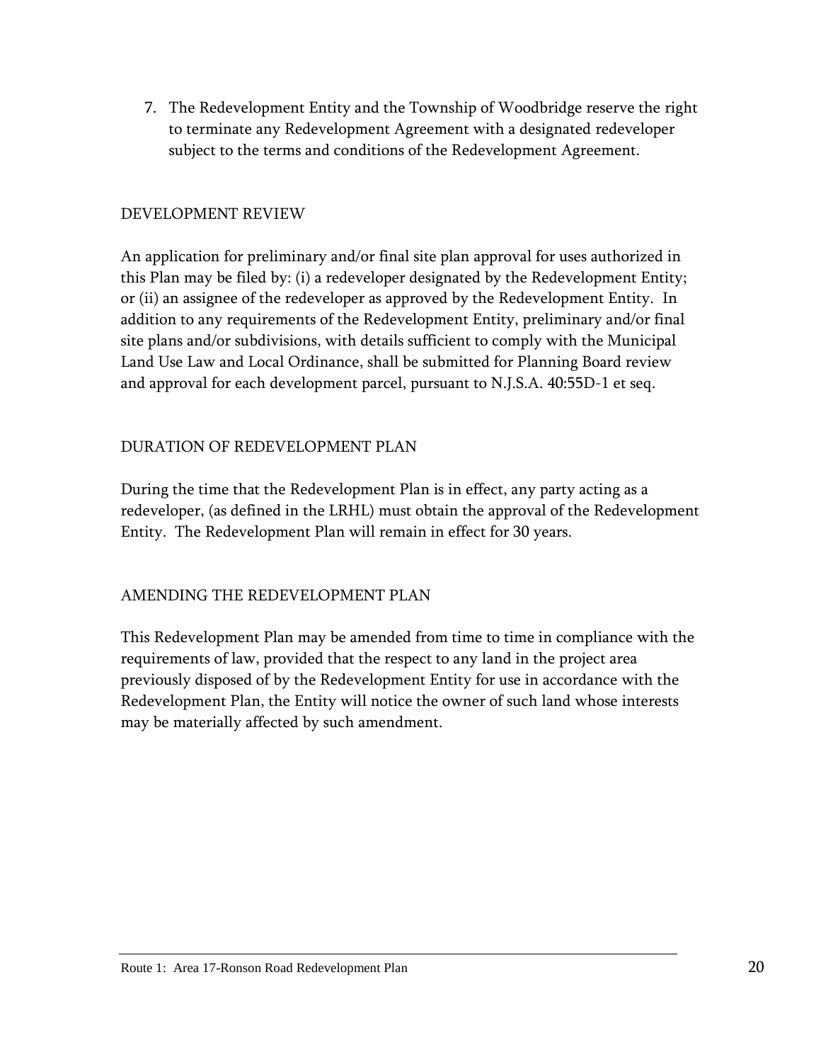7. The Redevelopment Entity and the Township of Woodbridge reserve the right to terminate any Redevelopment Agreement with a designated redeveloper subject to the terms and conditions of the Redevelopment Agreement.

## DEVELOPMENT REVIEW

An application for preliminary and/or final site plan approval for uses authorized in this Plan may be filed by: (i) a redeveloper designated by the Redevelopment Entity; or (ii) an assignee of the redeveloper as approved by the Redevelopment Entity. In addition to any requirements of the Redevelopment Entity, preliminary and/or final site plans and/or subdivisions, with details sufficient to comply with the Municipal Land Use Law and Local Ordinance, shall be submitted for Planning Board review and approval for each development parcel, pursuant to N.J.S.A. 40:55D-1 et seq.

## DURATION OF REDEVELOPMENT PLAN

During the time that the Redevelopment Plan is in effect, any party acting as a redeveloper, (as defined in the LRHL) must obtain the approval of the Redevelopment Entity. The Redevelopment Plan will remain in effect for 30 years.

## AMENDING THE REDEVELOPMENT PLAN

This Redevelopment Plan may be amended from time to time in compliance with the requirements of law, provided that the respect to any land in the project area previously disposed of by the Redevelopment Entity for use in accordance with the Redevelopment Plan, the Entity will notice the owner of such land whose interests may be materially affected by such amendment.